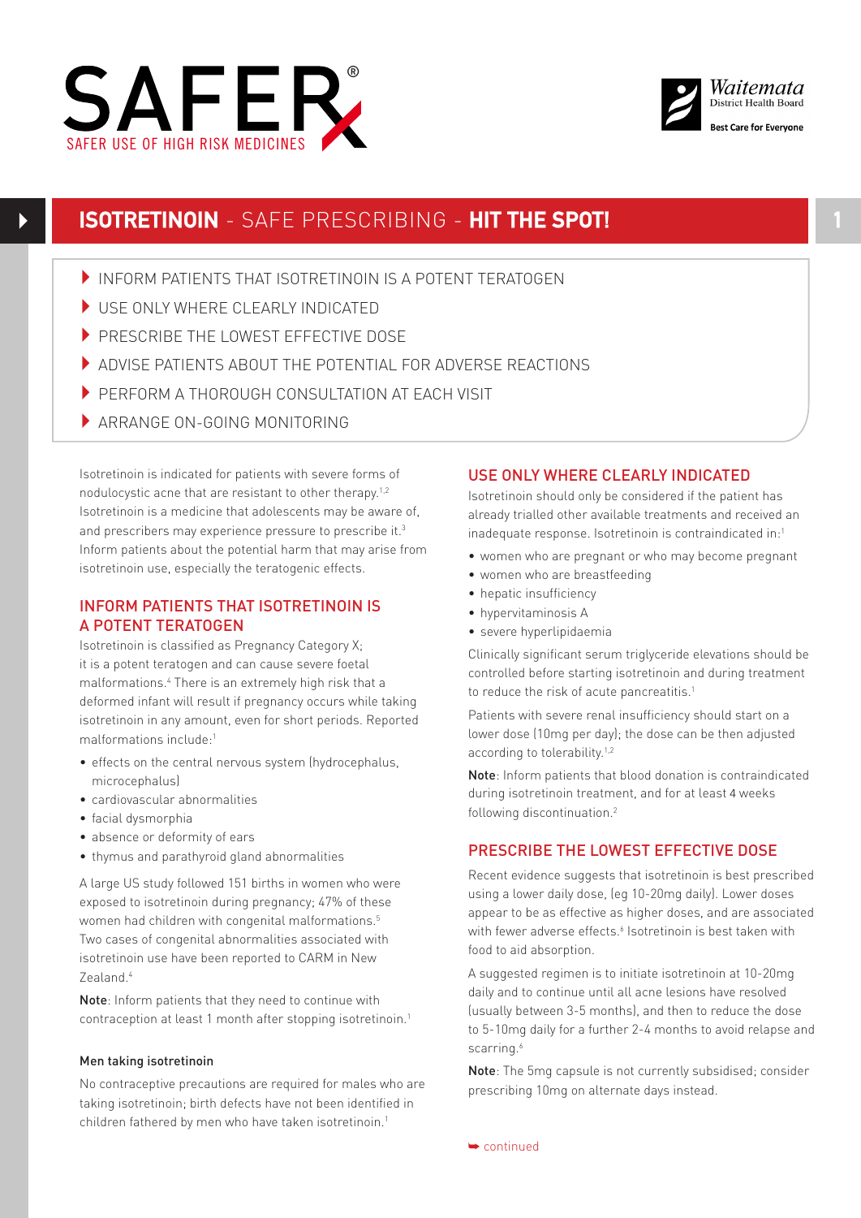SAFER® SAFER USE OF HIGH RISK MEDICINES

Waitemata District Health Board
Best Care for Everyone

# ISOTRETINOIN - SAFE PRESCRIBING - HIT THE SPOT!

- INFORM PATIENTS THAT ISOTRETINOIN IS A POTENT TERATOGEN
- USE ONLY WHERE CLEARLY INDICATED
- PRESCRIBE THE LOWEST EFFECTIVE DOSE
- ADVISE PATIENTS ABOUT THE POTENTIAL FOR ADVERSE REACTIONS
- PERFORM A THOROUGH CONSULTATION AT EACH VISIT
- ARRANGE ON-GOING MONITORING

Isotretinoin is indicated for patients with severe forms of nodulocystic acne that are resistant to other therapy.[1,2] Isotretinoin is a medicine that adolescents may be aware of, and prescribers may experience pressure to prescribe it.[3] Inform patients about the potential harm that may arise from isotretinoin use, especially the teratogenic effects.

## INFORM PATIENTS THAT ISOTRETINOIN IS A POTENT TERATOGEN

Isotretinoin is classified as Pregnancy Category X; it is a potent teratogen and can cause severe foetal malformations.[4] There is an extremely high risk that a deformed infant will result if pregnancy occurs while taking isotretinoin in any amount, even for short periods. Reported malformations include:[1]

- effects on the central nervous system (hydrocephalus, microcephalus)
- cardiovascular abnormalities
- facial dysmorphia
- absence or deformity of ears
- thymus and parathyroid gland abnormalities

A large US study followed 151 births in women who were exposed to isotretinoin during pregnancy; 47% of these women had children with congenital malformations.[5] Two cases of congenital abnormalities associated with isotretinoin use have been reported to CARM in New Zealand.[4]

**Note**: Inform patients that they need to continue with contraception at least 1 month after stopping isotretinoin.[1]

### Men taking isotretinoin

No contraceptive precautions are required for males who are taking isotretinoin; birth defects have not been identified in children fathered by men who have taken isotretinoin.[1]

## USE ONLY WHERE CLEARLY INDICATED

Isotretinoin should only be considered if the patient has already trialled other available treatments and received an inadequate response. Isotretinoin is contraindicated in:[1]

- women who are pregnant or who may become pregnant
- women who are breastfeeding
- hepatic insufficiency
- hypervitaminosis A
- severe hyperlipidaemia

Clinically significant serum triglyceride elevations should be controlled before starting isotretinoin and during treatment to reduce the risk of acute pancreatitis.[1]

Patients with severe renal insufficiency should start on a lower dose (10mg per day); the dose can be then adjusted according to tolerability.[1,2]

**Note**: Inform patients that blood donation is contraindicated during isotretinoin treatment, and for at least 4 weeks following discontinuation.[2]

## PRESCRIBE THE LOWEST EFFECTIVE DOSE

Recent evidence suggests that isotretinoin is best prescribed using a lower daily dose, (eg 10-20mg daily). Lower doses appear to be as effective as higher doses, and are associated with fewer adverse effects.[6] Isotretinoin is best taken with food to aid absorption.

A suggested regimen is to initiate isotretinoin at 10-20mg daily and to continue until all acne lesions have resolved (usually between 3-5 months), and then to reduce the dose to 5-10mg daily for a further 2-4 months to avoid relapse and scarring.[6]

**Note**: The 5mg capsule is not currently subsidised; consider prescribing 10mg on alternate days instead.

➥ continued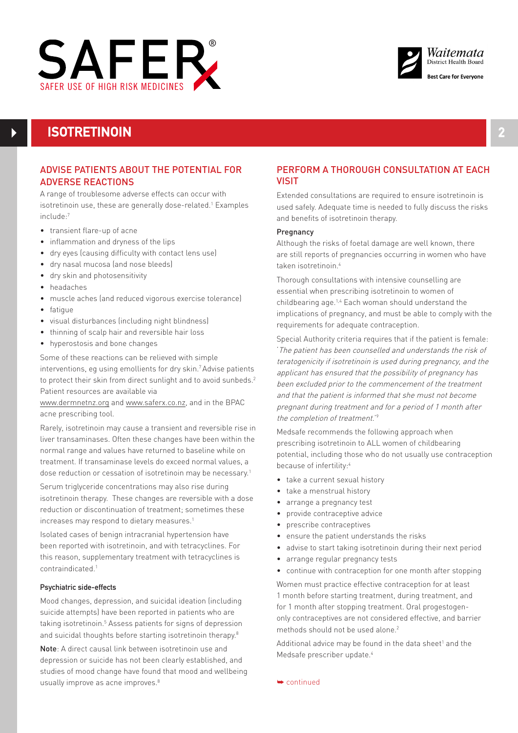# ISOTRETINOIN

## ADVISE PATIENTS ABOUT THE POTENTIAL FOR ADVERSE REACTIONS

A range of troublesome adverse effects can occur with isotretinoin use, these are generally dose-related.[1] Examples include:[7]

- transient flare-up of acne
- inflammation and dryness of the lips
- dry eyes (causing difficulty with contact lens use)
- dry nasal mucosa (and nose bleeds)
- dry skin and photosensitivity
- headaches
- muscle aches (and reduced vigorous exercise tolerance)
- fatigue
- visual disturbances (including night blindness)
- thinning of scalp hair and reversible hair loss
- hyperostosis and bone changes

Some of these reactions can be relieved with simple interventions, eg using emollients for dry skin.[7] Advise patients to protect their skin from direct sunlight and to avoid sunbeds.[2] Patient resources are available via www.dermnetnz.org and www.saferx.co.nz, and in the BPAC acne prescribing tool.

Rarely, isotretinoin may cause a transient and reversible rise in liver transaminases. Often these changes have been within the normal range and values have returned to baseline while on treatment. If transaminase levels do exceed normal values, a dose reduction or cessation of isotretinoin may be necessary.[1]

Serum triglyceride concentrations may also rise during isotretinoin therapy. These changes are reversible with a dose reduction or discontinuation of treatment; sometimes these increases may respond to dietary measures.[1]

Isolated cases of benign intracranial hypertension have been reported with isotretinoin, and with tetracyclines. For this reason, supplementary treatment with tetracyclines is contraindicated.[1]

### Psychiatric side-effects

Mood changes, depression, and suicidal ideation (including suicide attempts) have been reported in patients who are taking isotretinoin.[5] Assess patients for signs of depression and suicidal thoughts before starting isotretinoin therapy.[8]

**Note**: A direct causal link between isotretinoin use and depression or suicide has not been clearly established, and studies of mood change have found that mood and wellbeing usually improve as acne improves.[8]

## PERFORM A THOROUGH CONSULTATION AT EACH VISIT

Extended consultations are required to ensure isotretinoin is used safely. Adequate time is needed to fully discuss the risks and benefits of isotretinoin therapy.

### Pregnancy

Although the risks of foetal damage are well known, there are still reports of pregnancies occurring in women who have taken isotretinoin.[4]

Thorough consultations with intensive counselling are essential when prescribing isotretinoin to women of childbearing age.[1,4] Each woman should understand the implications of pregnancy, and must be able to comply with the requirements for adequate contraception.

Special Authority criteria requires that if the patient is female: '*The patient has been counselled and understands the risk of teratogenicity if isotretinoin is used during pregnancy, and the applicant has ensured that the possibility of pregnancy has been excluded prior to the commencement of the treatment and that the patient is informed that she must not become pregnant during treatment and for a period of 1 month after the completion of treatment.*'[9]

Medsafe recommends the following approach when prescribing isotretinoin to ALL women of childbearing potential, including those who do not usually use contraception because of infertility:[4]

- take a current sexual history
- take a menstrual history
- arrange a pregnancy test
- provide contraceptive advice
- prescribe contraceptives
- ensure the patient understands the risks
- advise to start taking isotretinoin during their next period
- arrange regular pregnancy tests
- continue with contraception for one month after stopping

Women must practice effective contraception for at least 1 month before starting treatment, during treatment, and for 1 month after stopping treatment. Oral progestogen-only contraceptives are not considered effective, and barrier methods should not be used alone.[2]

Additional advice may be found in the data sheet[1] and the Medsafe prescriber update.[4]

➥ continued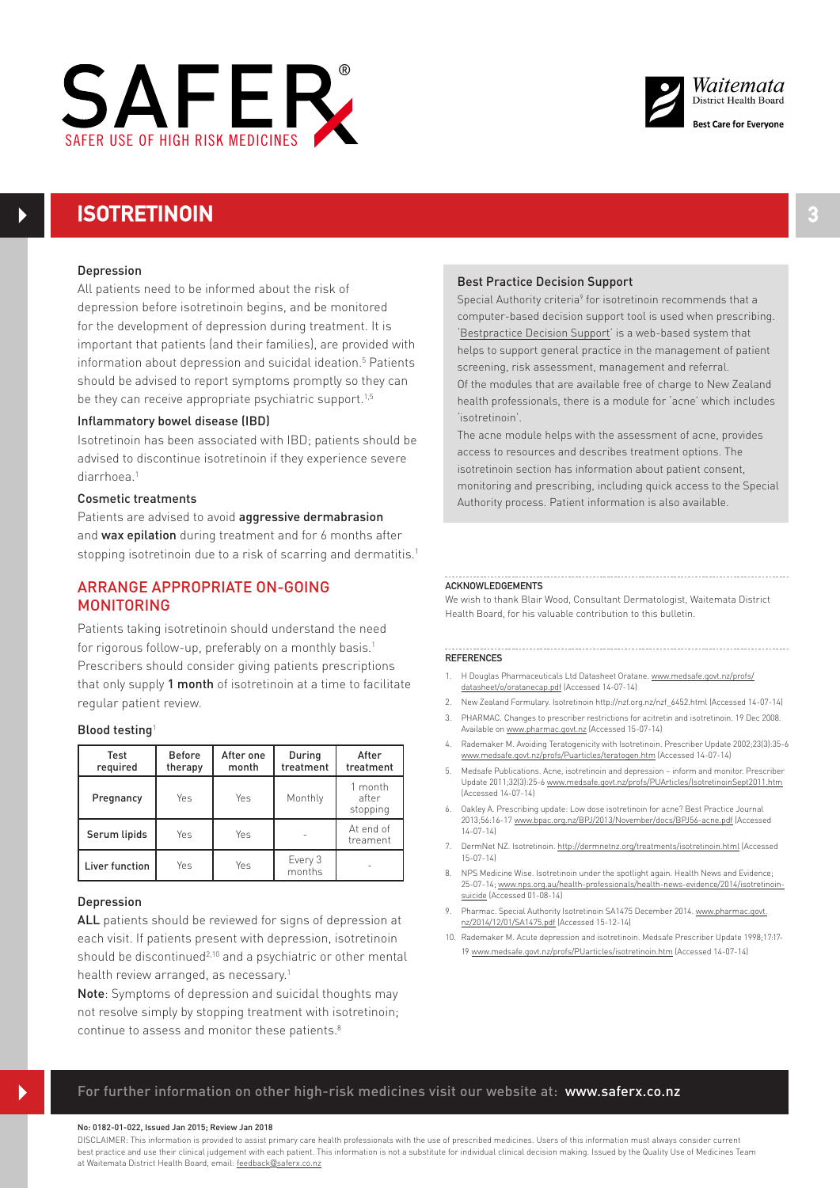SAFER USE OF HIGH RISK MEDICINES

Waitemata District Health Board — Best Care for Everyone

# ISOTRETINOIN

### Depression

All patients need to be informed about the risk of depression before isotretinoin begins, and be monitored for the development of depression during treatment. It is important that patients (and their families), are provided with information about depression and suicidal ideation.[5] Patients should be advised to report symptoms promptly so they can be they can receive appropriate psychiatric support.[1,5]

### Inflammatory bowel disease (IBD)

Isotretinoin has been associated with IBD; patients should be advised to discontinue isotretinoin if they experience severe diarrhoea.[1]

### Cosmetic treatments

Patients are advised to avoid **aggressive dermabrasion** and **wax epilation** during treatment and for 6 months after stopping isotretinoin due to a risk of scarring and dermatitis.[1]

## ARRANGE APPROPRIATE ON-GOING MONITORING

Patients taking isotretinoin should understand the need for rigorous follow-up, preferably on a monthly basis.[1] Prescribers should consider giving patients prescriptions that only supply **1 month** of isotretinoin at a time to facilitate regular patient review.

### Blood testing[1]

| Test required | Before therapy | After one month | During treatment | After treatment |
|---|---|---|---|---|
| Pregnancy | Yes | Yes | Monthly | 1 month after stopping |
| Serum lipids | Yes | Yes | - | At end of treament |
| Liver function | Yes | Yes | Every 3 months | - |

### Depression

**ALL** patients should be reviewed for signs of depression at each visit. If patients present with depression, isotretinoin should be discontinued[2,10] and a psychiatric or other mental health review arranged, as necessary.[1]

**Note**: Symptoms of depression and suicidal thoughts may not resolve simply by stopping treatment with isotretinoin; continue to assess and monitor these patients.[8]

### Best Practice Decision Support

Special Authority criteria[9] for isotretinoin recommends that a computer-based decision support tool is used when prescribing. 'Bestpractice Decision Support' is a web-based system that helps to support general practice in the management of patient screening, risk assessment, management and referral.

Of the modules that are available free of charge to New Zealand health professionals, there is a module for 'acne' which includes 'isotretinoin'.

The acne module helps with the assessment of acne, provides access to resources and describes treatment options. The isotretinoin section has information about patient consent, monitoring and prescribing, including quick access to the Special Authority process. Patient information is also available.

#### ACKNOWLEDGEMENTS

We wish to thank Blair Wood, Consultant Dermatologist, Waitemata District Health Board, for his valuable contribution to this bulletin.

#### REFERENCES

1. H Douglas Pharmaceuticals Ltd Datasheet Oratane. www.medsafe.govt.nz/profs/datasheet/o/oratanecap.pdf (Accessed 14-07-14)
2. New Zealand Formulary. Isotretinoin http://nzf.org.nz/nzf_6452.html (Accessed 14-07-14)
3. PHARMAC. Changes to prescriber restrictions for acitretin and isotretinoin. 19 Dec 2008. Available on www.pharmac.govt.nz (Accessed 15-07-14)
4. Rademaker M. Avoiding Teratogenicity with Isotretinoin. Prescriber Update 2002;23(3):35-6 www.medsafe.govt.nz/profs/Puarticles/teratogen.htm (Accessed 14-07-14)
5. Medsafe Publications. Acne, isotretinoin and depression – inform and monitor. Prescriber Update 2011;32(3):25-6 www.medsafe.govt.nz/profs/PUArticles/IsotretinoinSept2011.htm (Accessed 14-07-14)
6. Oakley A. Prescribing update: Low dose isotretinoin for acne? Best Practice Journal 2013;56:16-17 www.bpac.org.nz/BPJ/2013/November/docs/BPJ56-acne.pdf (Accessed 14-07-14)
7. DermNet NZ. Isotretinoin. http://dermnetnz.org/treatments/isotretinoin.html (Accessed 15-07-14)
8. NPS Medicine Wise. Isotretinoin under the spotlight again. Health News and Evidence; 25-07-14; www.nps.org.au/health-professionals/health-news-evidence/2014/isotretinoin-suicide (Accessed 01-08-14)
9. Pharmac. Special Authority Isotretinoin SA1475 December 2014. www.pharmac.govt.nz/2014/12/01/SA1475.pdf (Accessed 15-12-14)
10. Rademaker M. Acute depression and isotretinoin. Medsafe Prescriber Update 1998;17:17-19 www.medsafe.govt.nz/profs/PUArticles/isotretinoin.htm (Accessed 14-07-14)

For further information on other high-risk medicines visit our website at: **www.saferx.co.nz**

No: 0182-01-022, Issued Jan 2015; Review Jan 2018

DISCLAIMER: This information is provided to assist primary care health professionals with the use of prescribed medicines. Users of this information must always consider current best practice and use their clinical judgement with each patient. This information is not a substitute for individual clinical decision making. Issued by the Quality Use of Medicines Team at Waitemata District Health Board, email: feedback@saferx.co.nz